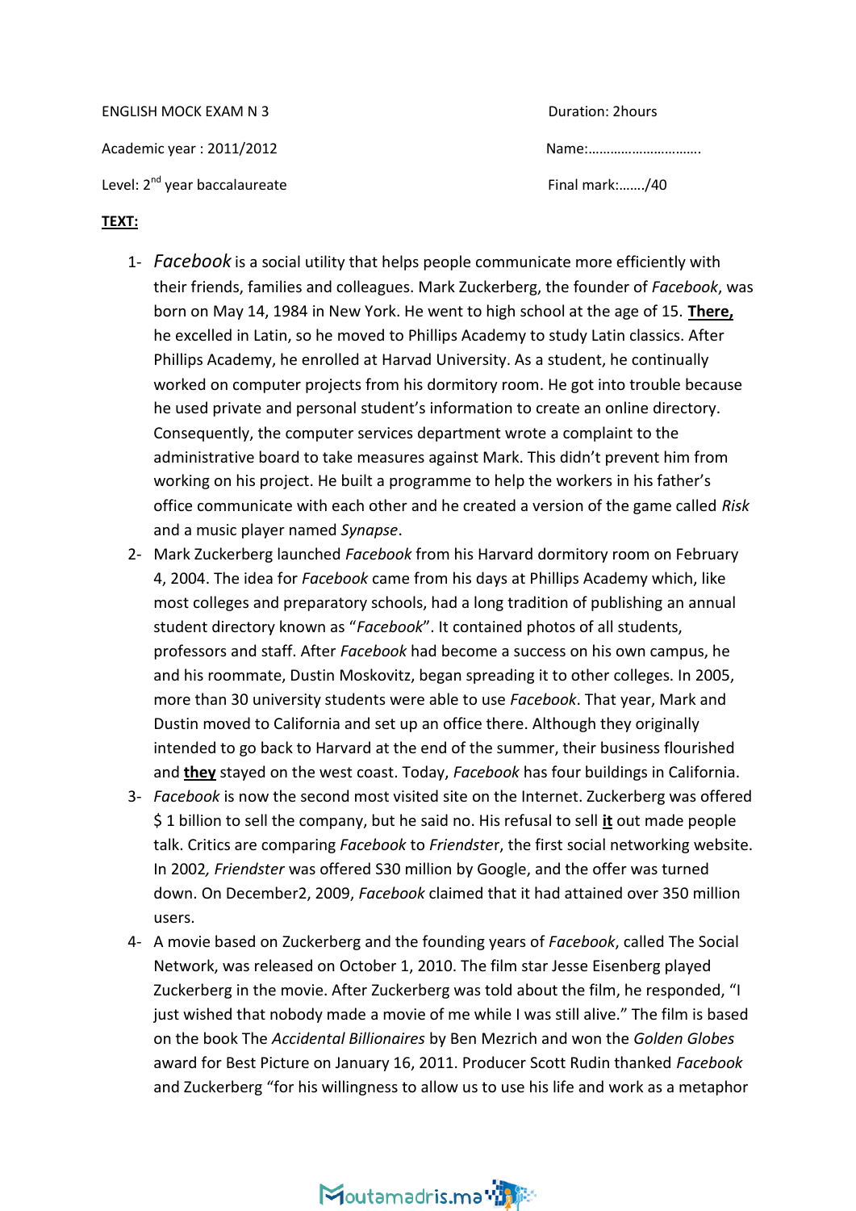ENGLISH MOCK EXAM N 3 | Duration: 2hours

Academic year : 2011/2012 | Name:…………………………..

Level: 2nd year baccalaureate | Final mark:……./40

**TEXT:**

1- *Facebook* is a social utility that helps people communicate more efficiently with their friends, families and colleagues. Mark Zuckerberg, the founder of *Facebook*, was born on May 14, 1984 in New York. He went to high school at the age of 15. **There,** he excelled in Latin, so he moved to Phillips Academy to study Latin classics. After Phillips Academy, he enrolled at Harvad University. As a student, he continually worked on computer projects from his dormitory room. He got into trouble because he used private and personal student's information to create an online directory. Consequently, the computer services department wrote a complaint to the administrative board to take measures against Mark. This didn't prevent him from working on his project. He built a programme to help the workers in his father's office communicate with each other and he created a version of the game called *Risk* and a music player named *Synapse*.

2- Mark Zuckerberg launched *Facebook* from his Harvard dormitory room on February 4, 2004. The idea for *Facebook* came from his days at Phillips Academy which, like most colleges and preparatory schools, had a long tradition of publishing an annual student directory known as "*Facebook*". It contained photos of all students, professors and staff. After *Facebook* had become a success on his own campus, he and his roommate, Dustin Moskovitz, began spreading it to other colleges. In 2005, more than 30 university students were able to use *Facebook*. That year, Mark and Dustin moved to California and set up an office there. Although they originally intended to go back to Harvard at the end of the summer, their business flourished and **they** stayed on the west coast. Today, *Facebook* has four buildings in California.

3- *Facebook* is now the second most visited site on the Internet. Zuckerberg was offered $ 1 billion to sell the company, but he said no. His refusal to sell **it** out made people talk. Critics are comparing *Facebook* to *Friendster*, the first social networking website. In 2002*, Friendster* was offered S30 million by Google, and the offer was turned down. On December2, 2009, *Facebook* claimed that it had attained over 350 million users.

4- A movie based on Zuckerberg and the founding years of *Facebook*, called The Social Network, was released on October 1, 2010. The film star Jesse Eisenberg played Zuckerberg in the movie. After Zuckerberg was told about the film, he responded, "I just wished that nobody made a movie of me while I was still alive." The film is based on the book The *Accidental Billionaires* by Ben Mezrich and won the *Golden Globes* award for Best Picture on January 16, 2011. Producer Scott Rudin thanked *Facebook* and Zuckerberg "for his willingness to allow us to use his life and work as a metaphor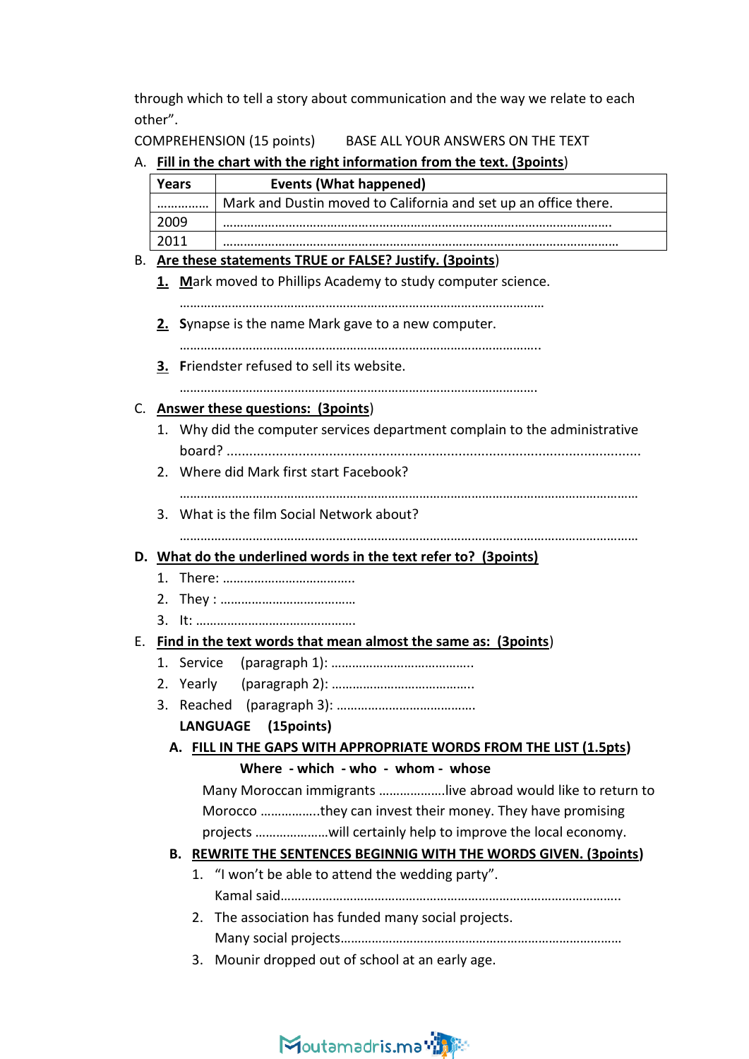through which to tell a story about communication and the way we relate to each other".

COMPREHENSION (15 points)      BASE ALL YOUR ANSWERS ON THE TEXT

A. **Fill in the chart with the right information from the text. (3points)**

| Years | Events (What happened) |
|---|---|
| …………… | Mark and Dustin moved to California and set up an office there. |
| 2009 | ……………………………………………………………………………………………… |
| 2011 | ……………………………………………………………………………………………… |

B. **Are these statements TRUE or FALSE? Justify. (3points)**

1. Mark moved to Phillips Academy to study computer science.
   ………………………………………………………………………………………………
2. Synapse is the name Mark gave to a new computer.
   ………………………………………………………………………………………………
3. Friendster refused to sell its website.
   ………………………………………………………………………………………………

C. **Answer these questions: (3points)**

1. Why did the computer services department complain to the administrative board? ………………………………………………………………………………………………
2. Where did Mark first start Facebook?
   ………………………………………………………………………………………………
3. What is the film Social Network about?
   ………………………………………………………………………………………………

**D. What do the underlined words in the text refer to? (3points)**

1. There: ……………………………….
2. They : ……………………………….
3. It: ……………………………………….

E. **Find in the text words that mean almost the same as: (3points)**

1. Service (paragraph 1): ………………………………….
2. Yearly (paragraph 2): ………………………………….
3. Reached (paragraph 3): ………………………………….

**LANGUAGE (15points)**

**A. FILL IN THE GAPS WITH APPROPRIATE WORDS FROM THE LIST (1.5pts)**

**Where - which - who - whom - whose**

Many Moroccan immigrants ………………live abroad would like to return to Morocco ……………..they can invest their money. They have promising projects …………………will certainly help to improve the local economy.

**B. REWRITE THE SENTENCES BEGINNIG WITH THE WORDS GIVEN. (3points)**

1. "I won't be able to attend the wedding party".
   Kamal said……………………………………………………………………………………….
2. The association has funded many social projects.
   Many social projects…………………………………………………………………………
3. Mounir dropped out of school at an early age.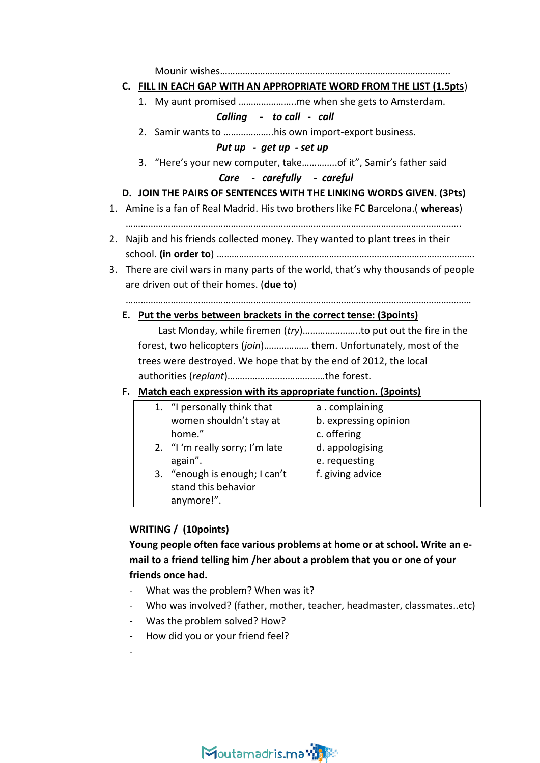Mounir wishes……………………………………………………………………………….

**C. FILL IN EACH GAP WITH AN APPROPRIATE WORD FROM THE LIST (1.5pts)**

1. My aunt promised …………………..me when she gets to Amsterdam.

   ***Calling - to call - call***

2. Samir wants to ………………..his own import-export business.

   ***Put up - get up - set up***

3. "Here's your new computer, take………….of it", Samir's father said

   ***Care - carefully - careful***

**D. JOIN THE PAIRS OF SENTENCES WITH THE LINKING WORDS GIVEN. (3Pts)**

1. Amine is a fan of Real Madrid. His two brothers like FC Barcelona.( **whereas**)

   ……………………………………………………………………………………………………….

2. Najib and his friends collected money. They wanted to plant trees in their school. **(in order to**) ……………………………………………………………………………………

3. There are civil wars in many parts of the world, that's why thousands of people are driven out of their homes. (**due to**)

   ……………………………………………………………………………………………………….

**E. Put the verbs between brackets in the correct tense: (3points)**

Last Monday, while firemen (*try*)…………………..to put out the fire in the forest, two helicopters (*join*)……………… them. Unfortunately, most of the trees were destroyed. We hope that by the end of 2012, the local authorities (*replant*)…………………………………the forest.

**F. Match each expression with its appropriate function. (3points)**

| | |
|---|---|
| 1. "I personally think that women shouldn't stay at home." <br> 2. "I 'm really sorry; I'm late again". <br> 3. "enough is enough; I can't stand this behavior anymore!". | a . complaining <br> b. expressing opinion <br> c. offering <br> d. appologising <br> e. requesting <br> f. giving advice |

**WRITING / (10points)**

**Young people often face various problems at home or at school. Write an e-mail to a friend telling him /her about a problem that you or one of your friends once had.**

- What was the problem? When was it?
- Who was involved? (father, mother, teacher, headmaster, classmates..etc)
- Was the problem solved? How?
- How did you or your friend feel?
-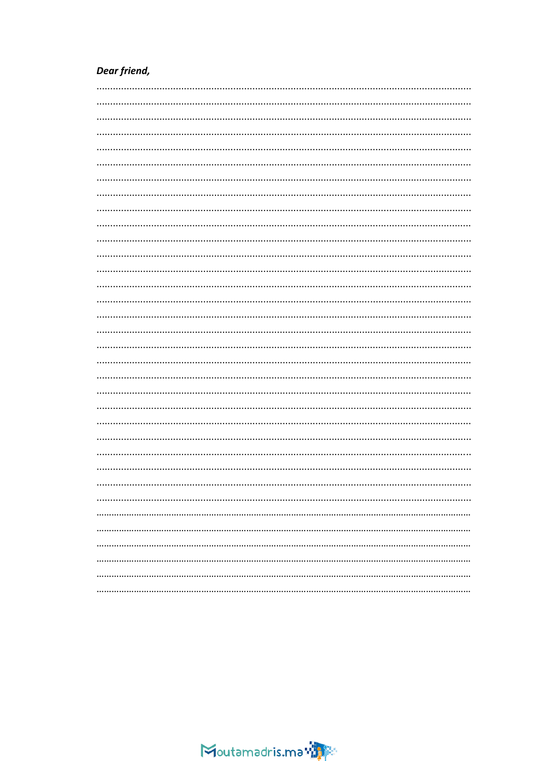***Dear friend,***

..............................................................................................................................................
..............................................................................................................................................
..............................................................................................................................................
..............................................................................................................................................
..............................................................................................................................................
..............................................................................................................................................
..............................................................................................................................................
..............................................................................................................................................
..............................................................................................................................................
..............................................................................................................................................
..............................................................................................................................................
..............................................................................................................................................
..............................................................................................................................................
..............................................................................................................................................
..............................................................................................................................................
..............................................................................................................................................
..............................................................................................................................................
..............................................................................................................................................
..............................................................................................................................................
..............................................................................................................................................
..............................................................................................................................................
..............................................................................................................................................
..............................................................................................................................................
..............................................................................................................................................
..............................................................................................................................................
..............................................................................................................................................
..............................................................................................................................................
..............................................................................................................................................
..............................................................................................................................................
..............................................................................................................................................
..............................................................................................................................................
..............................................................................................................................................
..............................................................................................................................................
..............................................................................................................................................